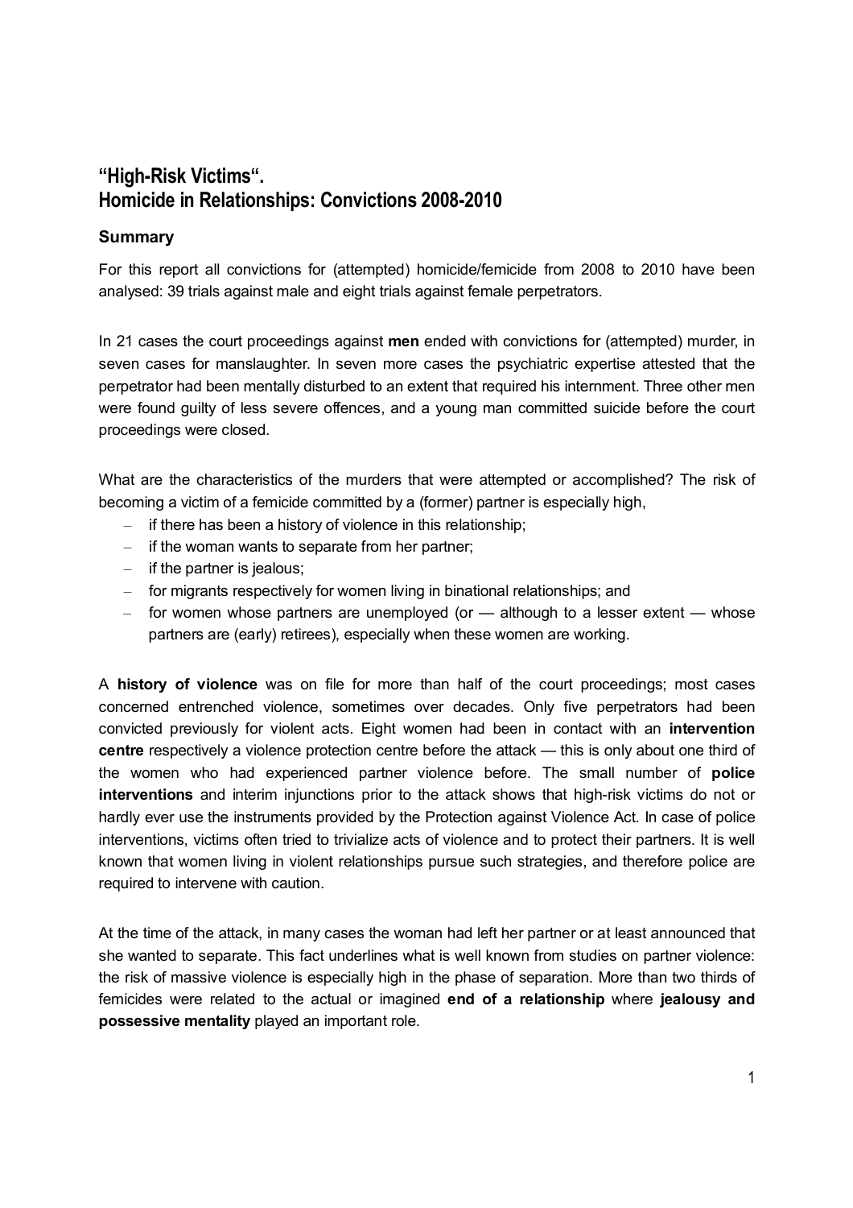# "High-Risk Victims". Homicide in Relationships: Convictions 2008-2010

## Summary

For this report all convictions for (attempted) homicide/femicide from 2008 to 2010 have been analysed: 39 trials against male and eight trials against female perpetrators.

In 21 cases the court proceedings against **men** ended with convictions for (attempted) murder, in seven cases for manslaughter. In seven more cases the psychiatric expertise attested that the perpetrator had been mentally disturbed to an extent that required his internment. Three other men were found guilty of less severe offences, and a young man committed suicide before the court proceedings were closed.

What are the characteristics of the murders that were attempted or accomplished? The risk of becoming a victim of a femicide committed by a (former) partner is especially high,

- if there has been a history of violence in this relationship;
- if the woman wants to separate from her partner;
- if the partner is jealous;
- for migrants respectively for women living in binational relationships; and
- for women whose partners are unemployed (or — although to a lesser extent — whose partners are (early) retirees), especially when these women are working.

A **history of violence** was on file for more than half of the court proceedings; most cases concerned entrenched violence, sometimes over decades. Only five perpetrators had been convicted previously for violent acts. Eight women had been in contact with an **intervention centre** respectively a violence protection centre before the attack — this is only about one third of the women who had experienced partner violence before. The small number of **police interventions** and interim injunctions prior to the attack shows that high-risk victims do not or hardly ever use the instruments provided by the Protection against Violence Act. In case of police interventions, victims often tried to trivialize acts of violence and to protect their partners. It is well known that women living in violent relationships pursue such strategies, and therefore police are required to intervene with caution.

At the time of the attack, in many cases the woman had left her partner or at least announced that she wanted to separate. This fact underlines what is well known from studies on partner violence: the risk of massive violence is especially high in the phase of separation. More than two thirds of femicides were related to the actual or imagined **end of a relationship** where **jealousy and possessive mentality** played an important role.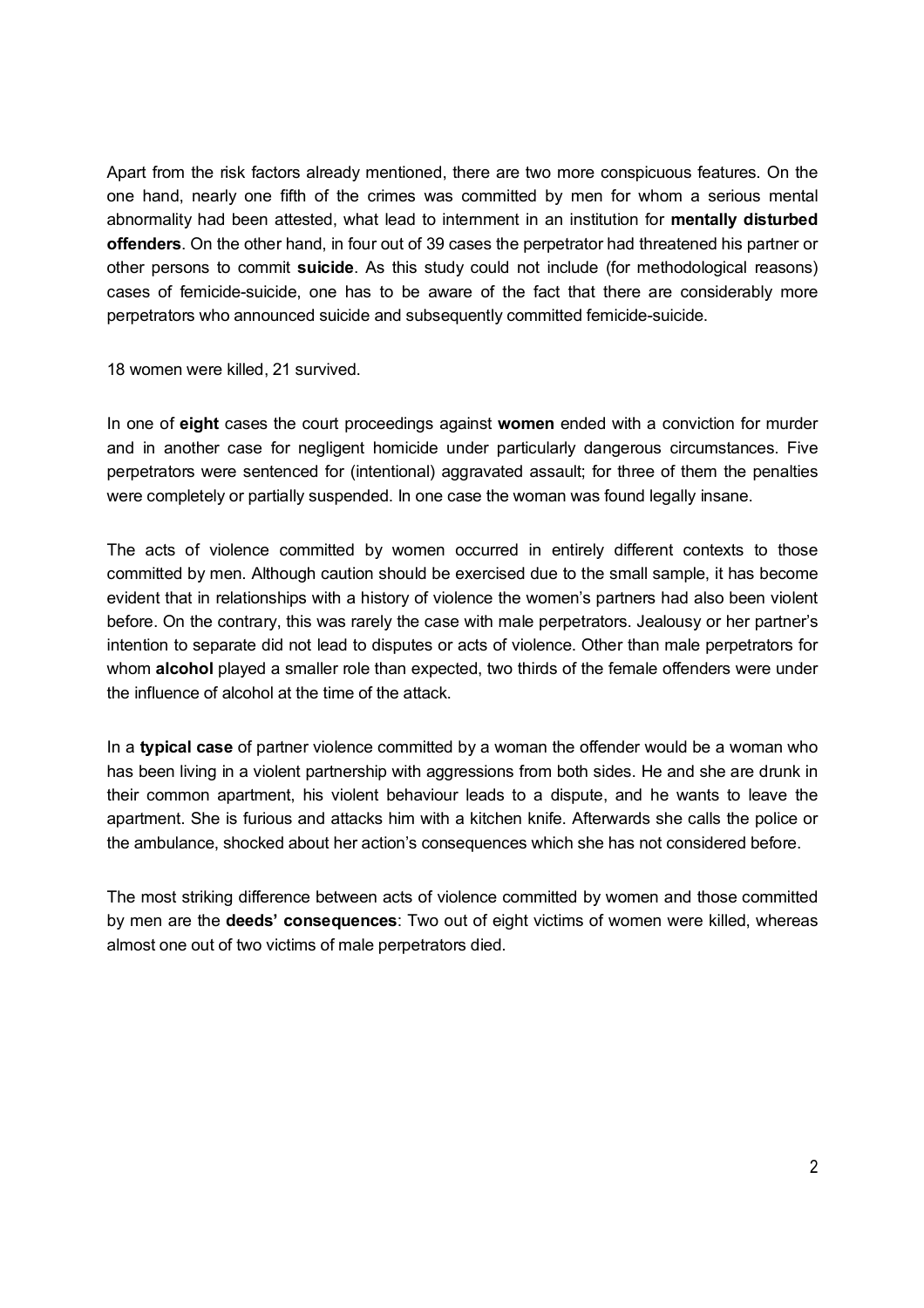Apart from the risk factors already mentioned, there are two more conspicuous features. On the one hand, nearly one fifth of the crimes was committed by men for whom a serious mental abnormality had been attested, what lead to internment in an institution for **mentally disturbed offenders**. On the other hand, in four out of 39 cases the perpetrator had threatened his partner or other persons to commit **suicide**. As this study could not include (for methodological reasons) cases of femicide-suicide, one has to be aware of the fact that there are considerably more perpetrators who announced suicide and subsequently committed femicide-suicide.

18 women were killed, 21 survived.

In one of **eight** cases the court proceedings against **women** ended with a conviction for murder and in another case for negligent homicide under particularly dangerous circumstances. Five perpetrators were sentenced for (intentional) aggravated assault; for three of them the penalties were completely or partially suspended. In one case the woman was found legally insane.

The acts of violence committed by women occurred in entirely different contexts to those committed by men. Although caution should be exercised due to the small sample, it has become evident that in relationships with a history of violence the women's partners had also been violent before. On the contrary, this was rarely the case with male perpetrators. Jealousy or her partner's intention to separate did not lead to disputes or acts of violence. Other than male perpetrators for whom **alcohol** played a smaller role than expected, two thirds of the female offenders were under the influence of alcohol at the time of the attack.

In a **typical case** of partner violence committed by a woman the offender would be a woman who has been living in a violent partnership with aggressions from both sides. He and she are drunk in their common apartment, his violent behaviour leads to a dispute, and he wants to leave the apartment. She is furious and attacks him with a kitchen knife. Afterwards she calls the police or the ambulance, shocked about her action's consequences which she has not considered before.

The most striking difference between acts of violence committed by women and those committed by men are the **deeds' consequences**: Two out of eight victims of women were killed, whereas almost one out of two victims of male perpetrators died.